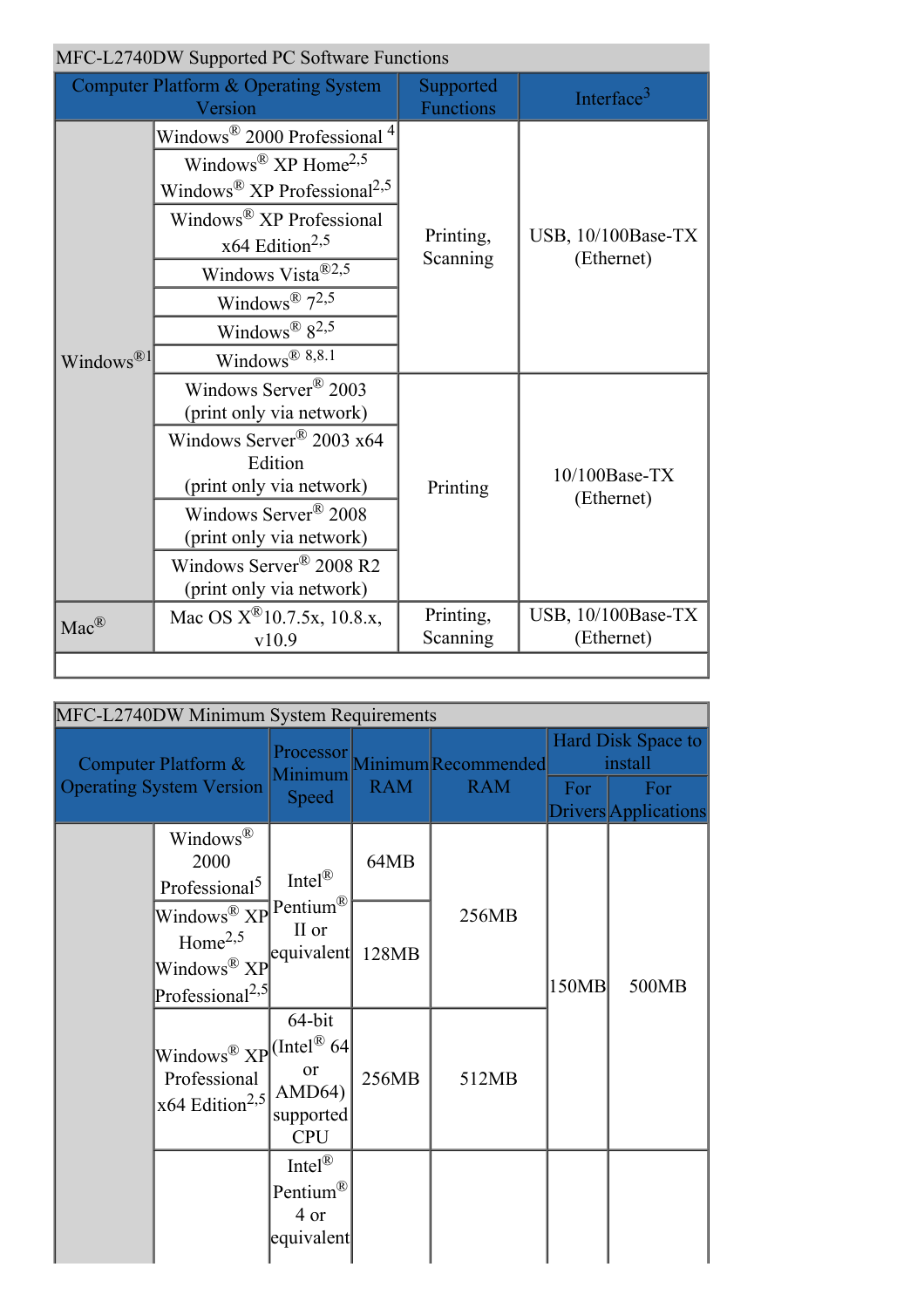| MFC-L2740DW Supported PC Software Functions | | | |
|---|---|---|---|
| Computer Platform & Operating System Version | | Supported Functions | Interface[3] |
| Windows®[1] | Windows® 2000 Professional [4] | Printing, Scanning | USB, 10/100Base-TX (Ethernet) |
| | Windows® XP Home[2,5] Windows® XP Professional[2,5] | | |
| | Windows® XP Professional x64 Edition[2,5] | | |
| | Windows Vista®[2,5] | | |
| | Windows® 7[2,5] | | |
| | Windows® 8[2,5] | | |
| | Windows® 8,8.1 | | |
| | Windows Server® 2003 (print only via network) | Printing | 10/100Base-TX (Ethernet) |
| | Windows Server® 2003 x64 Edition (print only via network) | | |
| | Windows Server® 2008 (print only via network) | | |
| | Windows Server® 2008 R2 (print only via network) | | |
| Mac® | Mac OS X® 10.7.5x, 10.8.x, v10.9 | Printing, Scanning | USB, 10/100Base-TX (Ethernet) |

| MFC-L2740DW Minimum System Requirements | | | | | | |
|---|---|---|---|---|---|---|
| Computer Platform & Operating System Version | Processor Minimum Speed | Minimum RAM | Recommended RAM | Hard Disk Space to install | | |
| | | | | For Drivers | For Applications | |
| | Windows® 2000 Professional[5] | Intel® Pentium® II or equivalent | 64MB | 256MB | 150MB | 500MB |
| | Windows® XP Home[2,5] Windows® XP Professional[2,5] | | 128MB | | | |
| | Windows® XP Professional x64 Edition[2,5] | 64-bit (Intel® 64 or AMD64) supported CPU | 256MB | 512MB | | |
| | | Intel® Pentium® 4 or equivalent | | | | |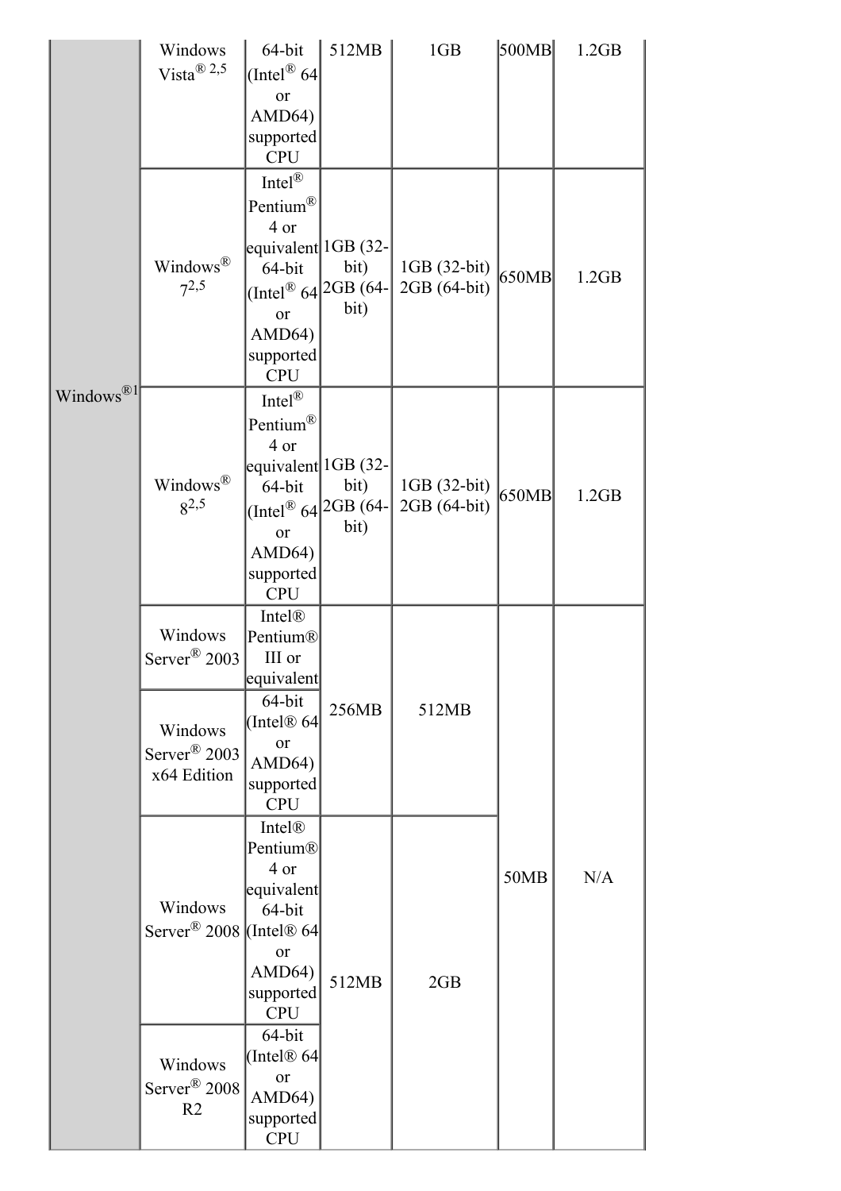| | | | | | | |
|---|---|---|---|---|---|---|
| Windows®[1] | Windows Vista®[2,5] | 64-bit (Intel® 64 or AMD64) supported CPU | 512MB | 1GB | 500MB | 1.2GB |
| | Windows® 7[2,5] | Intel® Pentium® 4 or equivalent 64-bit (Intel® 64 or AMD64) supported CPU | 1GB (32-bit) 2GB (64-bit) | 1GB (32-bit) 2GB (64-bit) | 650MB | 1.2GB |
| | Windows® 8[2,5] | Intel® Pentium® 4 or equivalent 64-bit (Intel® 64 or AMD64) supported CPU | 1GB (32-bit) 2GB (64-bit) | 1GB (32-bit) 2GB (64-bit) | 650MB | 1.2GB |
| | Windows Server® 2003 | Intel® Pentium® III or equivalent | 256MB | 512MB | 50MB | N/A |
| | Windows Server® 2003 x64 Edition | 64-bit (Intel® 64 or AMD64) supported CPU | | | | |
| | Windows Server® 2008 | Intel® Pentium® 4 or equivalent 64-bit (Intel® 64 or AMD64) supported CPU | 512MB | 2GB | | |
| | Windows Server® 2008 R2 | 64-bit (Intel® 64 or AMD64) supported CPU | | | | |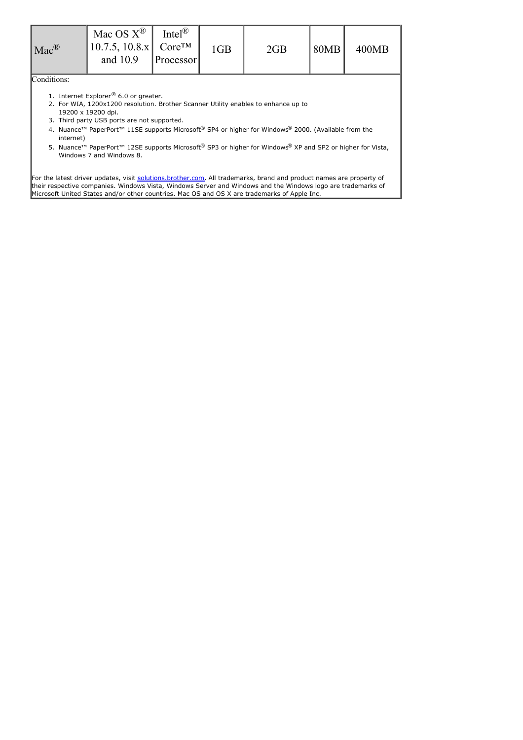| | | | | | | |
|---|---|---|---|---|---|---|
| Mac® | Mac OS X® 10.7.5, 10.8.x and 10.9 | Intel® Core™ Processor | 1GB | 2GB | 80MB | 400MB |

Conditions:

1. Internet Explorer® 6.0 or greater.
2. For WIA, 1200x1200 resolution. Brother Scanner Utility enables to enhance up to 19200 x 19200 dpi.
3. Third party USB ports are not supported.
4. Nuance™ PaperPort™ 11SE supports Microsoft® SP4 or higher for Windows® 2000. (Available from the internet)
5. Nuance™ PaperPort™ 12SE supports Microsoft® SP3 or higher for Windows® XP and SP2 or higher for Vista, Windows 7 and Windows 8.

For the latest driver updates, visit solutions.brother.com. All trademarks, brand and product names are property of their respective companies. Windows Vista, Windows Server and Windows and the Windows logo are trademarks of Microsoft United States and/or other countries. Mac OS and OS X are trademarks of Apple Inc.